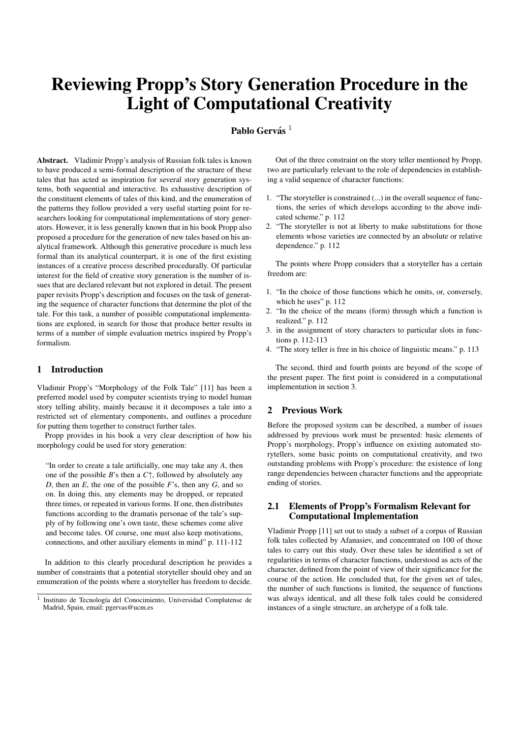# Reviewing Propp's Story Generation Procedure in the Light of Computational Creativity

**Pablo Gervás** [1]

**Abstract.** Vladimir Propp's analysis of Russian folk tales is known to have produced a semi-formal description of the structure of these tales that has acted as inspiration for several story generation systems, both sequential and interactive. Its exhaustive description of the constituent elements of tales of this kind, and the enumeration of the patterns they follow provided a very useful starting point for researchers looking for computational implementations of story generators. However, it is less generally known that in his book Propp also proposed a procedure for the generation of new tales based on his analytical framework. Although this generative procedure is much less formal than its analytical counterpart, it is one of the first existing instances of a creative process described procedurally. Of particular interest for the field of creative story generation is the number of issues that are declared relevant but not explored in detail. The present paper revisits Propp's description and focuses on the task of generating the sequence of character functions that determine the plot of the tale. For this task, a number of possible computational implementations are explored, in search for those that produce better results in terms of a number of simple evaluation metrics inspired by Propp's formalism.

## 1 Introduction

Vladimir Propp's "Morphology of the Folk Tale" [11] has been a preferred model used by computer scientists trying to model human story telling ability, mainly because it it decomposes a tale into a restricted set of elementary components, and outlines a procedure for putting them together to construct further tales.

Propp provides in his book a very clear description of how his morphology could be used for story generation:

> "In order to create a tale artificially, one may take any *A*, then one of the possible *B*'s then a *C*↑, followed by absolutely any *D*, then an *E*, the one of the possible *F*'s, then any *G*, and so on. In doing this, any elements may be dropped, or repeated three times, or repeated in various forms. If one, then distributes functions according to the dramatis personae of the tale's supply of by following one's own taste, these schemes come alive and become tales. Of course, one must also keep motivations, connections, and other auxiliary elements in mind" p. 111-112

In addition to this clearly procedural description he provides a number of constraints that a potential storyteller should obey and an emumeration of the points where a storyteller has freedom to decide.

Out of the three constraint on the story teller mentioned by Propp, two are particularly relevant to the role of dependencies in establishing a valid sequence of character functions:

1. "The storyteller is constrained (...) in the overall sequence of functions, the series of which develops according to the above indicated scheme." p. 112
2. "The storyteller is not at liberty to make substitutions for those elements whose varieties are connected by an absolute or relative dependence." p. 112

The points where Propp considers that a storyteller has a certain freedom are:

1. "In the choice of those functions which he omits, or, conversely, which he uses" p. 112
2. "In the choice of the means (form) through which a function is realized." p. 112
3. in the assignment of story characters to particular slots in functions p. 112-113
4. "The story teller is free in his choice of linguistic means." p. 113

The second, third and fourth points are beyond of the scope of the present paper. The first point is considered in a computational implementation in section 3.

## 2 Previous Work

Before the proposed system can be described, a number of issues addressed by previous work must be presented: basic elements of Propp's morphology, Propp's influence on existing automated storytellers, some basic points on computational creativity, and two outstanding problems with Propp's procedure: the existence of long range dependencies between character functions and the appropriate ending of stories.

### 2.1 Elements of Propp's Formalism Relevant for Computational Implementation

Vladimir Propp [11] set out to study a subset of a corpus of Russian folk tales collected by Afanasiev, and concentrated on 100 of those tales to carry out this study. Over these tales he identified a set of regularities in terms of character functions, understood as acts of the character, defined from the point of view of their significance for the course of the action. He concluded that, for the given set of tales, the number of such functions is limited, the sequence of functions was always identical, and all these folk tales could be considered instances of a single structure, an archetype of a folk tale.

[1] Instituto de Tecnología del Conocimiento, Universidad Complutense de Madrid, Spain, email: pgervas@ucm.es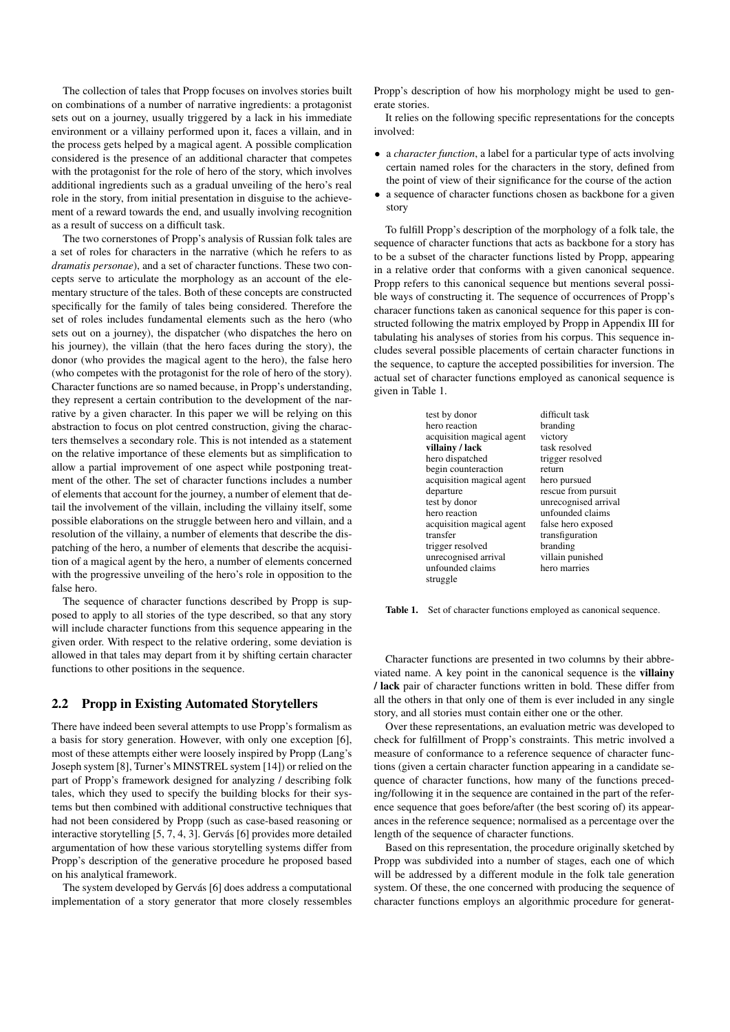The collection of tales that Propp focuses on involves stories built on combinations of a number of narrative ingredients: a protagonist sets out on a journey, usually triggered by a lack in his immediate environment or a villainy performed upon it, faces a villain, and in the process gets helped by a magical agent. A possible complication considered is the presence of an additional character that competes with the protagonist for the role of hero of the story, which involves additional ingredients such as a gradual unveiling of the hero's real role in the story, from initial presentation in disguise to the achievement of a reward towards the end, and usually involving recognition as a result of success on a difficult task.

The two cornerstones of Propp's analysis of Russian folk tales are a set of roles for characters in the narrative (which he refers to as *dramatis personae*), and a set of character functions. These two concepts serve to articulate the morphology as an account of the elementary structure of the tales. Both of these concepts are constructed specifically for the family of tales being considered. Therefore the set of roles includes fundamental elements such as the hero (who sets out on a journey), the dispatcher (who dispatches the hero on his journey), the villain (that the hero faces during the story), the donor (who provides the magical agent to the hero), the false hero (who competes with the protagonist for the role of hero of the story). Character functions are so named because, in Propp's understanding, they represent a certain contribution to the development of the narrative by a given character. In this paper we will be relying on this abstraction to focus on plot centred construction, giving the characters themselves a secondary role. This is not intended as a statement on the relative importance of these elements but as simplification to allow a partial improvement of one aspect while postponing treatment of the other. The set of character functions includes a number of elements that account for the journey, a number of element that detail the involvement of the villain, including the villainy itself, some possible elaborations on the struggle between hero and villain, and a resolution of the villainy, a number of elements that describe the dispatching of the hero, a number of elements that describe the acquisition of a magical agent by the hero, a number of elements concerned with the progressive unveiling of the hero's role in opposition to the false hero.

The sequence of character functions described by Propp is supposed to apply to all stories of the type described, so that any story will include character functions from this sequence appearing in the given order. With respect to the relative ordering, some deviation is allowed in that tales may depart from it by shifting certain character functions to other positions in the sequence.

## 2.2 Propp in Existing Automated Storytellers

There have indeed been several attempts to use Propp's formalism as a basis for story generation. However, with only one exception [6], most of these attempts either were loosely inspired by Propp (Lang's Joseph system [8], Turner's MINSTREL system [14]) or relied on the part of Propp's framework designed for analyzing / describing folk tales, which they used to specify the building blocks for their systems but then combined with additional constructive techniques that had not been considered by Propp (such as case-based reasoning or interactive storytelling [5, 7, 4, 3]. Gervás [6] provides more detailed argumentation of how these various storytelling systems differ from Propp's description of the generative procedure he proposed based on his analytical framework.

The system developed by Gervás [6] does address a computational implementation of a story generator that more closely ressembles Propp's description of how his morphology might be used to generate stories.

It relies on the following specific representations for the concepts involved:

- a *character function*, a label for a particular type of acts involving certain named roles for the characters in the story, defined from the point of view of their significance for the course of the action
- a sequence of character functions chosen as backbone for a given story

To fulfill Propp's description of the morphology of a folk tale, the sequence of character functions that acts as backbone for a story has to be a subset of the character functions listed by Propp, appearing in a relative order that conforms with a given canonical sequence. Propp refers to this canonical sequence but mentions several possible ways of constructing it. The sequence of occurrences of Propp's characer functions taken as canonical sequence for this paper is constructed following the matrix employed by Propp in Appendix III for tabulating his analyses of stories from his corpus. This sequence includes several possible placements of certain character functions in the sequence, to capture the accepted possibilities for inversion. The actual set of character functions employed as canonical sequence is given in Table 1.

| | |
|---|---|
| test by donor | difficult task |
| hero reaction | branding |
| acquisition magical agent | victory |
| **villainy / lack** | task resolved |
| hero dispatched | trigger resolved |
| begin counteraction | return |
| acquisition magical agent | hero pursued |
| departure | rescue from pursuit |
| test by donor | unrecognised arrival |
| hero reaction | unfounded claims |
| acquisition magical agent | false hero exposed |
| transfer | transfiguration |
| trigger resolved | branding |
| unrecognised arrival | villain punished |
| unfounded claims | hero marries |
| struggle | |

**Table 1.** Set of character functions employed as canonical sequence.

Character functions are presented in two columns by their abbreviated name. A key point in the canonical sequence is the **villainy / lack** pair of character functions written in bold. These differ from all the others in that only one of them is ever included in any single story, and all stories must contain either one or the other.

Over these representations, an evaluation metric was developed to check for fulfillment of Propp's constraints. This metric involved a measure of conformance to a reference sequence of character functions (given a certain character function appearing in a candidate sequence of character functions, how many of the functions preceding/following it in the sequence are contained in the part of the reference sequence that goes before/after (the best scoring of) its appearances in the reference sequence; normalised as a percentage over the length of the sequence of character functions.

Based on this representation, the procedure originally sketched by Propp was subdivided into a number of stages, each one of which will be addressed by a different module in the folk tale generation system. Of these, the one concerned with producing the sequence of character functions employs an algorithmic procedure for generat-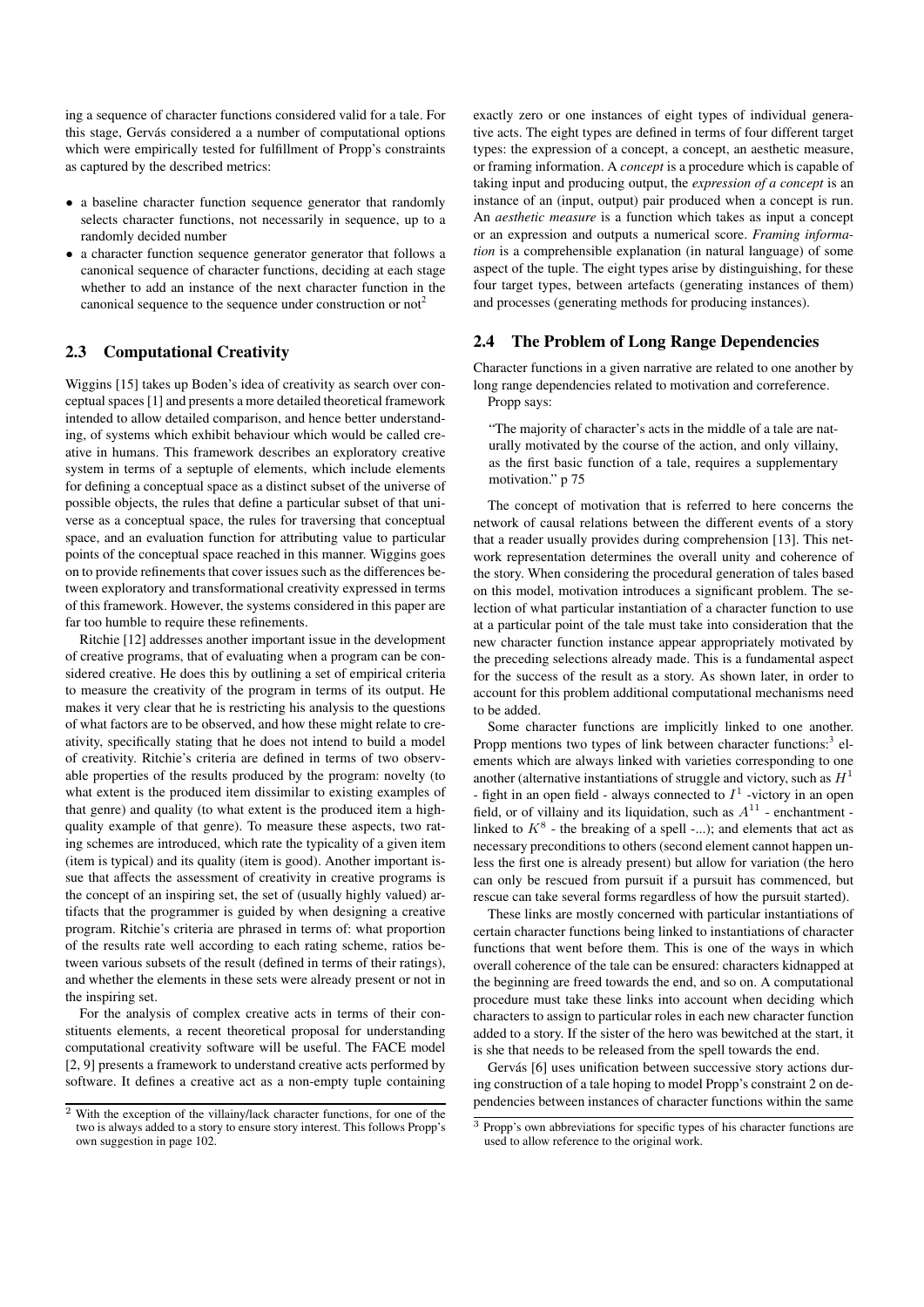ing a sequence of character functions considered valid for a tale. For this stage, Gervás considered a a number of computational options which were empirically tested for fulfillment of Propp's constraints as captured by the described metrics:

- a baseline character function sequence generator that randomly selects character functions, not necessarily in sequence, up to a randomly decided number
- a character function sequence generator generator that follows a canonical sequence of character functions, deciding at each stage whether to add an instance of the next character function in the canonical sequence to the sequence under construction or not[2]

### 2.3 Computational Creativity

Wiggins [15] takes up Boden's idea of creativity as search over conceptual spaces [1] and presents a more detailed theoretical framework intended to allow detailed comparison, and hence better understanding, of systems which exhibit behaviour which would be called creative in humans. This framework describes an exploratory creative system in terms of a septuple of elements, which include elements for defining a conceptual space as a distinct subset of the universe of possible objects, the rules that define a particular subset of that universe as a conceptual space, the rules for traversing that conceptual space, and an evaluation function for attributing value to particular points of the conceptual space reached in this manner. Wiggins goes on to provide refinements that cover issues such as the differences between exploratory and transformational creativity expressed in terms of this framework. However, the systems considered in this paper are far too humble to require these refinements.

Ritchie [12] addresses another important issue in the development of creative programs, that of evaluating when a program can be considered creative. He does this by outlining a set of empirical criteria to measure the creativity of the program in terms of its output. He makes it very clear that he is restricting his analysis to the questions of what factors are to be observed, and how these might relate to creativity, specifically stating that he does not intend to build a model of creativity. Ritchie's criteria are defined in terms of two observable properties of the results produced by the program: novelty (to what extent is the produced item dissimilar to existing examples of that genre) and quality (to what extent is the produced item a high-quality example of that genre). To measure these aspects, two rating schemes are introduced, which rate the typicality of a given item (item is typical) and its quality (item is good). Another important issue that affects the assessment of creativity in creative programs is the concept of an inspiring set, the set of (usually highly valued) artifacts that the programmer is guided by when designing a creative program. Ritchie's criteria are phrased in terms of: what proportion of the results rate well according to each rating scheme, ratios between various subsets of the result (defined in terms of their ratings), and whether the elements in these sets were already present or not in the inspiring set.

For the analysis of complex creative acts in terms of their constituents elements, a recent theoretical proposal for understanding computational creativity software will be useful. The FACE model [2, 9] presents a framework to understand creative acts performed by software. It defines a creative act as a non-empty tuple containing exactly zero or one instances of eight types of individual generative acts. The eight types are defined in terms of four different target types: the expression of a concept, a concept, an aesthetic measure, or framing information. A *concept* is a procedure which is capable of taking input and producing output, the *expression of a concept* is an instance of an (input, output) pair produced when a concept is run. An *aesthetic measure* is a function which takes as input a concept or an expression and outputs a numerical score. *Framing information* is a comprehensible explanation (in natural language) of some aspect of the tuple. The eight types arise by distinguishing, for these four target types, between artefacts (generating instances of them) and processes (generating methods for producing instances).

### 2.4 The Problem of Long Range Dependencies

Character functions in a given narrative are related to one another by long range dependencies related to motivation and correference.

Propp says:

> "The majority of character's acts in the middle of a tale are naturally motivated by the course of the action, and only villainy, as the first basic function of a tale, requires a supplementary motivation." p 75

The concept of motivation that is referred to here concerns the network of causal relations between the different events of a story that a reader usually provides during comprehension [13]. This network representation determines the overall unity and coherence of the story. When considering the procedural generation of tales based on this model, motivation introduces a significant problem. The selection of what particular instantiation of a character function to use at a particular point of the tale must take into consideration that the new character function instance appear appropriately motivated by the preceding selections already made. This is a fundamental aspect for the success of the result as a story. As shown later, in order to account for this problem additional computational mechanisms need to be added.

Some character functions are implicitly linked to one another. Propp mentions two types of link between character functions:[3] elements which are always linked with varieties corresponding to one another (alternative instantiations of struggle and victory, such as $H^1$ - fight in an open field - always connected to $I^1$ -victory in an open field, or of villainy and its liquidation, such as $A^{11}$ - enchantment - linked to $K^8$ - the breaking of a spell -...); and elements that act as necessary preconditions to others (second element cannot happen unless the first one is already present) but allow for variation (the hero can only be rescued from pursuit if a pursuit has commenced, but rescue can take several forms regardless of how the pursuit started).

These links are mostly concerned with particular instantiations of certain character functions being linked to instantiations of character functions that went before them. This is one of the ways in which overall coherence of the tale can be ensured: characters kidnapped at the beginning are freed towards the end, and so on. A computational procedure must take these links into account when deciding which characters to assign to particular roles in each new character function added to a story. If the sister of the hero was bewitched at the start, it is she that needs to be released from the spell towards the end.

Gervás [6] uses unification between successive story actions during construction of a tale hoping to model Propp's constraint 2 on dependencies between instances of character functions within the same

[2] With the exception of the villainy/lack character functions, for one of the two is always added to a story to ensure story interest. This follows Propp's own suggestion in page 102.

[3] Propp's own abbreviations for specific types of his character functions are used to allow reference to the original work.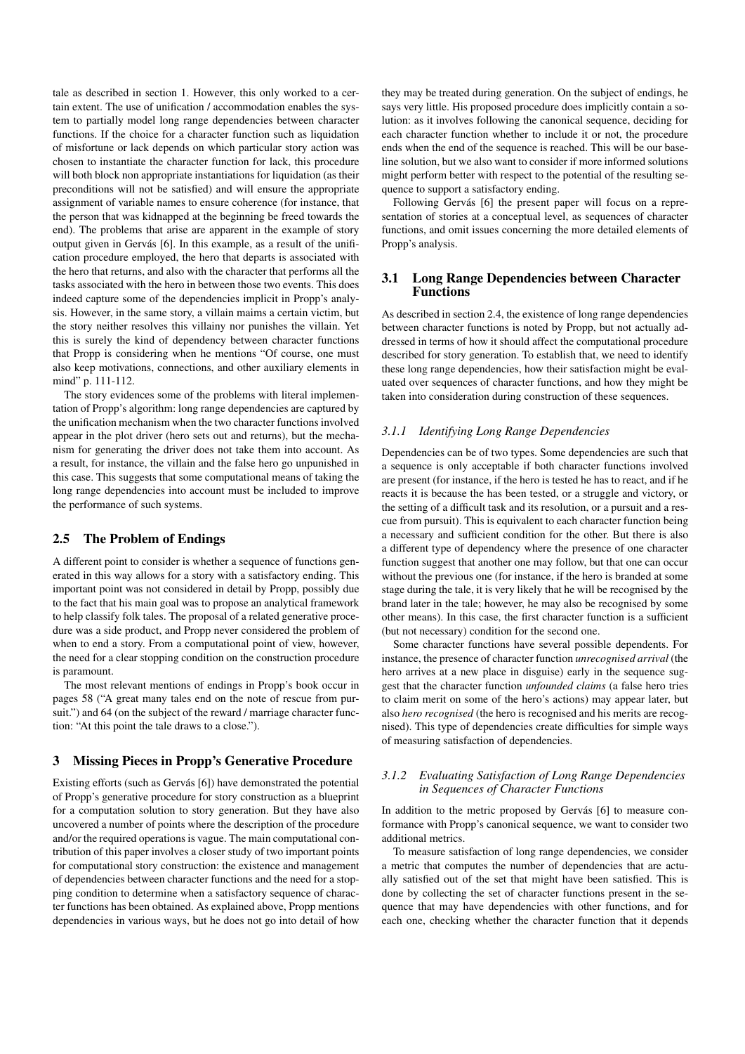tale as described in section 1. However, this only worked to a certain extent. The use of unification / accommodation enables the system to partially model long range dependencies between character functions. If the choice for a character function such as liquidation of misfortune or lack depends on which particular story action was chosen to instantiate the character function for lack, this procedure will both block non appropriate instantiations for liquidation (as their preconditions will not be satisfied) and will ensure the appropriate assignment of variable names to ensure coherence (for instance, that the person that was kidnapped at the beginning be freed towards the end). The problems that arise are apparent in the example of story output given in Gervás [6]. In this example, as a result of the unification procedure employed, the hero that departs is associated with the hero that returns, and also with the character that performs all the tasks associated with the hero in between those two events. This does indeed capture some of the dependencies implicit in Propp's analysis. However, in the same story, a villain maims a certain victim, but the story neither resolves this villainy nor punishes the villain. Yet this is surely the kind of dependency between character functions that Propp is considering when he mentions "Of course, one must also keep motivations, connections, and other auxiliary elements in mind" p. 111-112.

The story evidences some of the problems with literal implementation of Propp's algorithm: long range dependencies are captured by the unification mechanism when the two character functions involved appear in the plot driver (hero sets out and returns), but the mechanism for generating the driver does not take them into account. As a result, for instance, the villain and the false hero go unpunished in this case. This suggests that some computational means of taking the long range dependencies into account must be included to improve the performance of such systems.

## 2.5 The Problem of Endings

A different point to consider is whether a sequence of functions generated in this way allows for a story with a satisfactory ending. This important point was not considered in detail by Propp, possibly due to the fact that his main goal was to propose an analytical framework to help classify folk tales. The proposal of a related generative procedure was a side product, and Propp never considered the problem of when to end a story. From a computational point of view, however, the need for a clear stopping condition on the construction procedure is paramount.

The most relevant mentions of endings in Propp's book occur in pages 58 ("A great many tales end on the note of rescue from pursuit.") and 64 (on the subject of the reward / marriage character function: "At this point the tale draws to a close.").

# 3 Missing Pieces in Propp's Generative Procedure

Existing efforts (such as Gervás [6]) have demonstrated the potential of Propp's generative procedure for story construction as a blueprint for a computation solution to story generation. But they have also uncovered a number of points where the description of the procedure and/or the required operations is vague. The main computational contribution of this paper involves a closer study of two important points for computational story construction: the existence and management of dependencies between character functions and the need for a stopping condition to determine when a satisfactory sequence of character functions has been obtained. As explained above, Propp mentions dependencies in various ways, but he does not go into detail of how they may be treated during generation. On the subject of endings, he says very little. His proposed procedure does implicitly contain a solution: as it involves following the canonical sequence, deciding for each character function whether to include it or not, the procedure ends when the end of the sequence is reached. This will be our baseline solution, but we also want to consider if more informed solutions might perform better with respect to the potential of the resulting sequence to support a satisfactory ending.

Following Gervás [6] the present paper will focus on a representation of stories at a conceptual level, as sequences of character functions, and omit issues concerning the more detailed elements of Propp's analysis.

## 3.1 Long Range Dependencies between Character Functions

As described in section 2.4, the existence of long range dependencies between character functions is noted by Propp, but not actually addressed in terms of how it should affect the computational procedure described for story generation. To establish that, we need to identify these long range dependencies, how their satisfaction might be evaluated over sequences of character functions, and how they might be taken into consideration during construction of these sequences.

### *3.1.1 Identifying Long Range Dependencies*

Dependencies can be of two types. Some dependencies are such that a sequence is only acceptable if both character functions involved are present (for instance, if the hero is tested he has to react, and if he reacts it is because the has been tested, or a struggle and victory, or the setting of a difficult task and its resolution, or a pursuit and a rescue from pursuit). This is equivalent to each character function being a necessary and sufficient condition for the other. But there is also a different type of dependency where the presence of one character function suggest that another one may follow, but that one can occur without the previous one (for instance, if the hero is branded at some stage during the tale, it is very likely that he will be recognised by the brand later in the tale; however, he may also be recognised by some other means). In this case, the first character function is a sufficient (but not necessary) condition for the second one.

Some character functions have several possible dependents. For instance, the presence of character function *unrecognised arrival* (the hero arrives at a new place in disguise) early in the sequence suggest that the character function *unfounded claims* (a false hero tries to claim merit on some of the hero's actions) may appear later, but also *hero recognised* (the hero is recognised and his merits are recognised). This type of dependencies create difficulties for simple ways of measuring satisfaction of dependencies.

### *3.1.2 Evaluating Satisfaction of Long Range Dependencies in Sequences of Character Functions*

In addition to the metric proposed by Gervás [6] to measure conformance with Propp's canonical sequence, we want to consider two additional metrics.

To measure satisfaction of long range dependencies, we consider a metric that computes the number of dependencies that are actually satisfied out of the set that might have been satisfied. This is done by collecting the set of character functions present in the sequence that may have dependencies with other functions, and for each one, checking whether the character function that it depends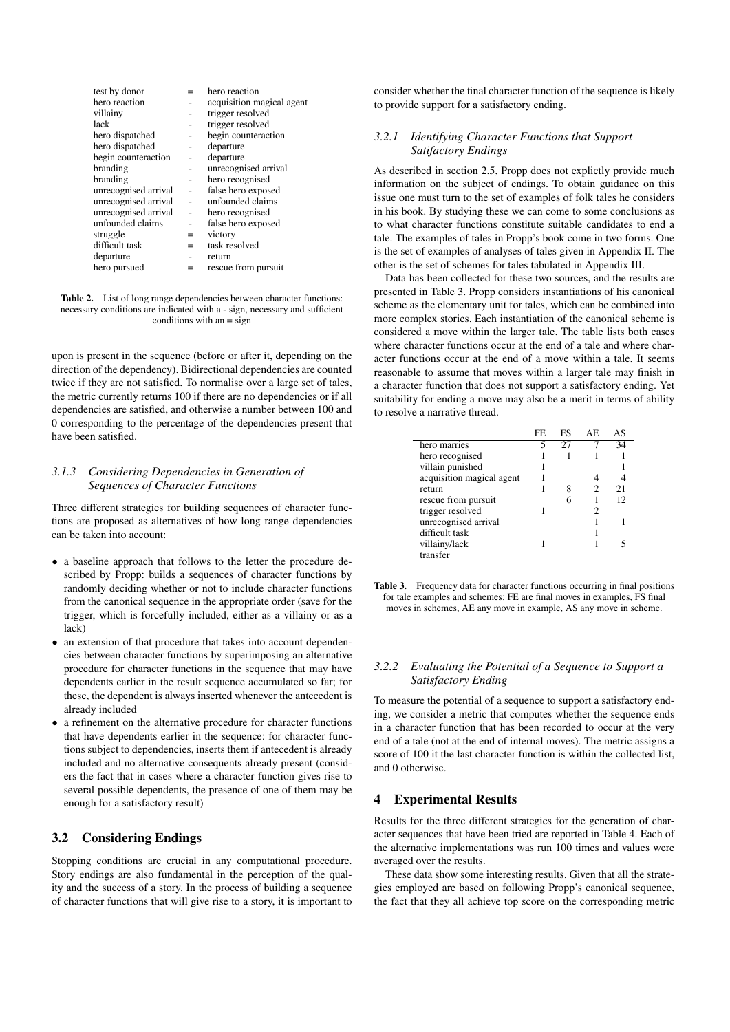| | | |
|---|---|---|
| test by donor | = | hero reaction |
| hero reaction | - | acquisition magical agent |
| villainy | - | trigger resolved |
| lack | - | trigger resolved |
| hero dispatched | - | begin counteraction |
| hero dispatched | - | departure |
| begin counteraction | - | departure |
| branding | - | unrecognised arrival |
| branding | - | hero recognised |
| unrecognised arrival | - | false hero exposed |
| unrecognised arrival | - | unfounded claims |
| unrecognised arrival | - | hero recognised |
| unfounded claims | - | false hero exposed |
| struggle | = | victory |
| difficult task | = | task resolved |
| departure | - | return |
| hero pursued | = | rescue from pursuit |

**Table 2.** List of long range dependencies between character functions: necessary conditions are indicated with a - sign, necessary and sufficient conditions with an = sign

upon is present in the sequence (before or after it, depending on the direction of the dependency). Bidirectional dependencies are counted twice if they are not satisfied. To normalise over a large set of tales, the metric currently returns 100 if there are no dependencies or if all dependencies are satisfied, and otherwise a number between 100 and 0 corresponding to the percentage of the dependencies present that have been satisfied.

#### *3.1.3 Considering Dependencies in Generation of Sequences of Character Functions*

Three different strategies for building sequences of character functions are proposed as alternatives of how long range dependencies can be taken into account:

- a baseline approach that follows to the letter the procedure described by Propp: builds a sequences of character functions by randomly deciding whether or not to include character functions from the canonical sequence in the appropriate order (save for the trigger, which is forcefully included, either as a villainy or as a lack)
- an extension of that procedure that takes into account dependencies between character functions by superimposing an alternative procedure for character functions in the sequence that may have dependents earlier in the result sequence accumulated so far; for these, the dependent is always inserted whenever the antecedent is already included
- a refinement on the alternative procedure for character functions that have dependents earlier in the sequence: for character functions subject to dependencies, inserts them if antecedent is already included and no alternative consequents already present (considers the fact that in cases where a character function gives rise to several possible dependents, the presence of one of them may be enough for a satisfactory result)

### 3.2 Considering Endings

Stopping conditions are crucial in any computational procedure. Story endings are also fundamental in the perception of the quality and the success of a story. In the process of building a sequence of character functions that will give rise to a story, it is important to consider whether the final character function of the sequence is likely to provide support for a satisfactory ending.

#### *3.2.1 Identifying Character Functions that Support Satifactory Endings*

As described in section 2.5, Propp does not explictly provide much information on the subject of endings. To obtain guidance on this issue one must turn to the set of examples of folk tales he considers in his book. By studying these we can come to some conclusions as to what character functions constitute suitable candidates to end a tale. The examples of tales in Propp's book come in two forms. One is the set of examples of analyses of tales given in Appendix II. The other is the set of schemes for tales tabulated in Appendix III.

Data has been collected for these two sources, and the results are presented in Table 3. Propp considers instantiations of his canonical scheme as the elementary unit for tales, which can be combined into more complex stories. Each instantiation of the canonical scheme is considered a move within the larger tale. The table lists both cases where character functions occur at the end of a tale and where character functions occur at the end of a move within a tale. It seems reasonable to assume that moves within a larger tale may finish in a character function that does not support a satisfactory ending. Yet suitability for ending a move may also be a merit in terms of ability to resolve a narrative thread.

| | FE | FS | AE | AS |
|---|---|---|---|---|
| hero marries | 5 | 27 | 7 | 34 |
| hero recognised | 1 | 1 | 1 | 1 |
| villain punished | 1 | | | 1 |
| acquisition magical agent | 1 | | 4 | 4 |
| return | 1 | 8 | 2 | 21 |
| rescue from pursuit | | 6 | 1 | 12 |
| trigger resolved | 1 | | 2 | |
| unrecognised arrival | | | 1 | 1 |
| difficult task | | | 1 | |
| villainy/lack | 1 | | 1 | 5 |
| transfer | | | | |

**Table 3.** Frequency data for character functions occurring in final positions for tale examples and schemes: FE are final moves in examples, FS final moves in schemes, AE any move in example, AS any move in scheme.

#### *3.2.2 Evaluating the Potential of a Sequence to Support a Satisfactory Ending*

To measure the potential of a sequence to support a satisfactory ending, we consider a metric that computes whether the sequence ends in a character function that has been recorded to occur at the very end of a tale (not at the end of internal moves). The metric assigns a score of 100 it the last character function is within the collected list, and 0 otherwise.

## 4 Experimental Results

Results for the three different strategies for the generation of character sequences that have been tried are reported in Table 4. Each of the alternative implementations was run 100 times and values were averaged over the results.

These data show some interesting results. Given that all the strategies employed are based on following Propp's canonical sequence, the fact that they all achieve top score on the corresponding metric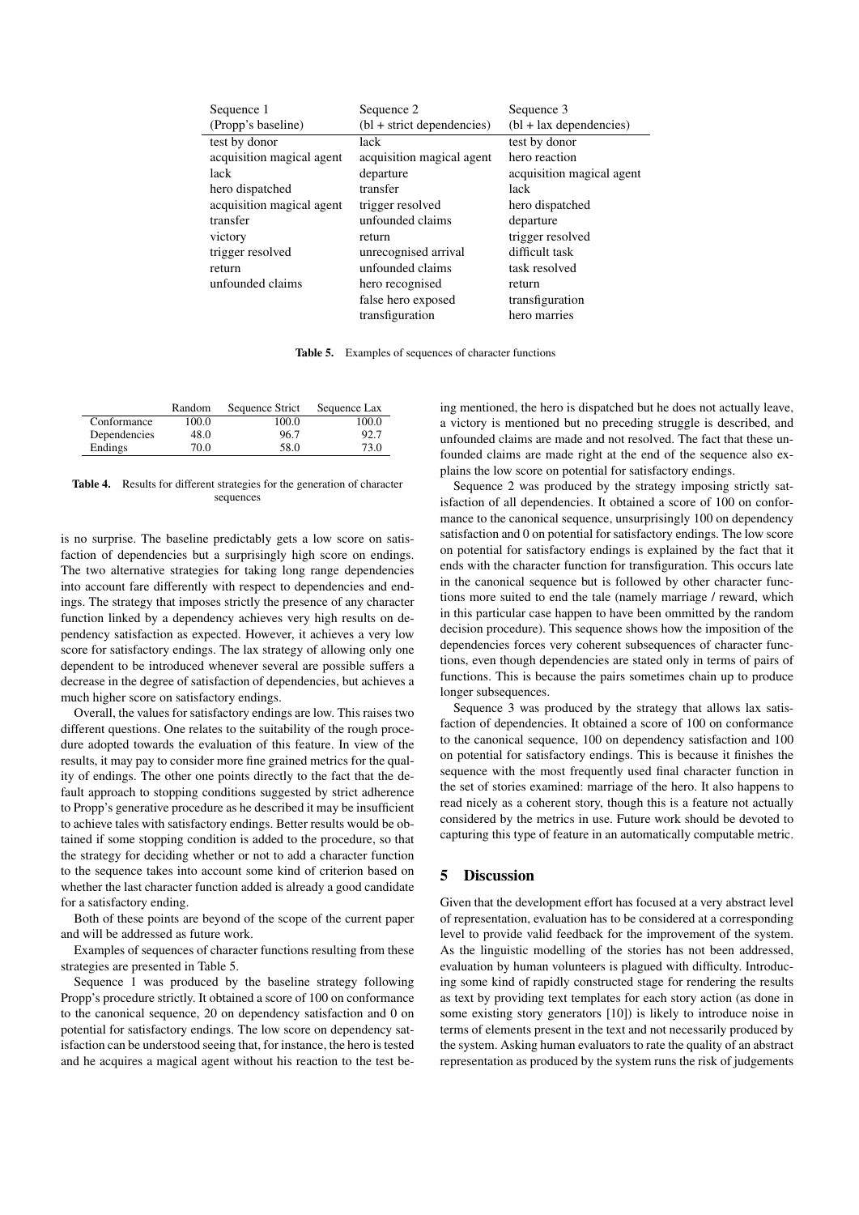| Sequence 1 (Propp's baseline) | Sequence 2 (bl + strict dependencies) | Sequence 3 (bl + lax dependencies) |
|---|---|---|
| test by donor | lack | test by donor |
| acquisition magical agent | acquisition magical agent | hero reaction |
| lack | departure | acquisition magical agent |
| hero dispatched | transfer | lack |
| acquisition magical agent | trigger resolved | hero dispatched |
| transfer | unfounded claims | departure |
| victory | return | trigger resolved |
| trigger resolved | unrecognised arrival | difficult task |
| return | unfounded claims | task resolved |
| unfounded claims | hero recognised | return |
| | false hero exposed | transfiguration |
| | transfiguration | hero marries |

**Table 5.** Examples of sequences of character functions

| | Random | Sequence Strict | Sequence Lax |
|---|---|---|---|
| Conformance | 100.0 | 100.0 | 100.0 |
| Dependencies | 48.0 | 96.7 | 92.7 |
| Endings | 70.0 | 58.0 | 73.0 |

**Table 4.** Results for different strategies for the generation of character sequences

is no surprise. The baseline predictably gets a low score on satisfaction of dependencies but a surprisingly high score on endings. The two alternative strategies for taking long range dependencies into account fare differently with respect to dependencies and endings. The strategy that imposes strictly the presence of any character function linked by a dependency achieves very high results on dependency satisfaction as expected. However, it achieves a very low score for satisfactory endings. The lax strategy of allowing only one dependent to be introduced whenever several are possible suffers a decrease in the degree of satisfaction of dependencies, but achieves a much higher score on satisfactory endings.

Overall, the values for satisfactory endings are low. This raises two different questions. One relates to the suitability of the rough procedure adopted towards the evaluation of this feature. In view of the results, it may pay to consider more fine grained metrics for the quality of endings. The other one points directly to the fact that the default approach to stopping conditions suggested by strict adherence to Propp's generative procedure as he described it may be insufficient to achieve tales with satisfactory endings. Better results would be obtained if some stopping condition is added to the procedure, so that the strategy for deciding whether or not to add a character function to the sequence takes into account some kind of criterion based on whether the last character function added is already a good candidate for a satisfactory ending.

Both of these points are beyond of the scope of the current paper and will be addressed as future work.

Examples of sequences of character functions resulting from these strategies are presented in Table 5.

Sequence 1 was produced by the baseline strategy following Propp's procedure strictly. It obtained a score of 100 on conformance to the canonical sequence, 20 on dependency satisfaction and 0 on potential for satisfactory endings. The low score on dependency satisfaction can be understood seeing that, for instance, the hero is tested and he acquires a magical agent without his reaction to the test being mentioned, the hero is dispatched but he does not actually leave, a victory is mentioned but no preceding struggle is described, and unfounded claims are made and not resolved. The fact that these unfounded claims are made right at the end of the sequence also explains the low score on potential for satisfactory endings.

Sequence 2 was produced by the strategy imposing strictly satisfaction of all dependencies. It obtained a score of 100 on conformance to the canonical sequence, unsurprisingly 100 on dependency satisfaction and 0 on potential for satisfactory endings. The low score on potential for satisfactory endings is explained by the fact that it ends with the character function for transfiguration. This occurs late in the canonical sequence but is followed by other character functions more suited to end the tale (namely marriage / reward, which in this particular case happen to have been ommitted by the random decision procedure). This sequence shows how the imposition of the dependencies forces very coherent subsequences of character functions, even though dependencies are stated only in terms of pairs of functions. This is because the pairs sometimes chain up to produce longer subsequences.

Sequence 3 was produced by the strategy that allows lax satisfaction of dependencies. It obtained a score of 100 on conformance to the canonical sequence, 100 on dependency satisfaction and 100 on potential for satisfactory endings. This is because it finishes the sequence with the most frequently used final character function in the set of stories examined: marriage of the hero. It also happens to read nicely as a coherent story, though this is a feature not actually considered by the metrics in use. Future work should be devoted to capturing this type of feature in an automatically computable metric.

## 5 Discussion

Given that the development effort has focused at a very abstract level of representation, evaluation has to be considered at a corresponding level to provide valid feedback for the improvement of the system. As the linguistic modelling of the stories has not been addressed, evaluation by human volunteers is plagued with difficulty. Introducing some kind of rapidly constructed stage for rendering the results as text by providing text templates for each story action (as done in some existing story generators [10]) is likely to introduce noise in terms of elements present in the text and not necessarily produced by the system. Asking human evaluators to rate the quality of an abstract representation as produced by the system runs the risk of judgements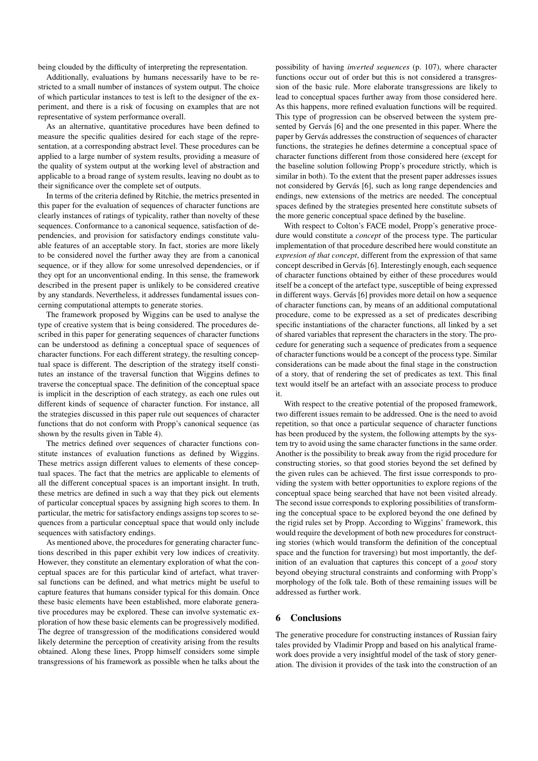being clouded by the difficulty of interpreting the representation.

Additionally, evaluations by humans necessarily have to be restricted to a small number of instances of system output. The choice of which particular instances to test is left to the designer of the experiment, and there is a risk of focusing on examples that are not representative of system performance overall.

As an alternative, quantitative procedures have been defined to measure the specific qualities desired for each stage of the representation, at a corresponding abstract level. These procedures can be applied to a large number of system results, providing a measure of the quality of system output at the working level of abstraction and applicable to a broad range of system results, leaving no doubt as to their significance over the complete set of outputs.

In terms of the criteria defined by Ritchie, the metrics presented in this paper for the evaluation of sequences of character functions are clearly instances of ratings of typicality, rather than novelty of these sequences. Conformance to a canonical sequence, satisfaction of dependencies, and provision for satisfactory endings constitute valuable features of an acceptable story. In fact, stories are more likely to be considered novel the further away they are from a canonical sequence, or if they allow for some unresolved dependencies, or if they opt for an unconventional ending. In this sense, the framework described in the present paper is unlikely to be considered creative by any standards. Nevertheless, it addresses fundamental issues concerning computational attempts to generate stories.

The framework proposed by Wiggins can be used to analyse the type of creative system that is being considered. The procedures described in this paper for generating sequences of character functions can be understood as defining a conceptual space of sequences of character functions. For each different strategy, the resulting conceptual space is different. The description of the strategy itself constitutes an instance of the traversal function that Wiggins defines to traverse the conceptual space. The definition of the conceptual space is implicit in the description of each strategy, as each one rules out different kinds of sequence of character function. For instance, all the strategies discussed in this paper rule out sequences of character functions that do not conform with Propp's canonical sequence (as shown by the results given in Table 4).

The metrics defined over sequences of character functions constitute instances of evaluation functions as defined by Wiggins. These metrics assign different values to elements of these conceptual spaces. The fact that the metrics are applicable to elements of all the different conceptual spaces is an important insight. In truth, these metrics are defined in such a way that they pick out elements of particular conceptual spaces by assigning high scores to them. In particular, the metric for satisfactory endings assigns top scores to sequences from a particular conceptual space that would only include sequences with satisfactory endings.

As mentioned above, the procedures for generating character functions described in this paper exhibit very low indices of creativity. However, they constitute an elementary exploration of what the conceptual spaces are for this particular kind of artefact, what traversal functions can be defined, and what metrics might be useful to capture features that humans consider typical for this domain. Once these basic elements have been established, more elaborate generative procedures may be explored. These can involve systematic exploration of how these basic elements can be progressively modified. The degree of transgression of the modifications considered would likely determine the perception of creativity arising from the results obtained. Along these lines, Propp himself considers some simple transgressions of his framework as possible when he talks about the possibility of having *inverted sequences* (p. 107), where character functions occur out of order but this is not considered a transgression of the basic rule. More elaborate transgressions are likely to lead to conceptual spaces further away from those considered here. As this happens, more refined evaluation functions will be required. This type of progression can be observed between the system presented by Gervás [6] and the one presented in this paper. Where the paper by Gervás addresses the construction of sequences of character functions, the strategies he defines determine a conceptual space of character functions different from those considered here (except for the baseline solution following Propp's procedure strictly, which is similar in both). To the extent that the present paper addresses issues not considered by Gervás [6], such as long range dependencies and endings, new extensions of the metrics are needed. The conceptual spaces defined by the strategies presented here constitute subsets of the more generic conceptual space defined by the baseline.

With respect to Colton's FACE model, Propp's generative procedure would constitute a *concept* of the process type. The particular implementation of that procedure described here would constitute an *expresion of that concept*, different from the expression of that same concept described in Gervás [6]. Interestingly enough, each sequence of character functions obtained by either of these procedures would itself be a concept of the artefact type, susceptible of being expressed in different ways. Gervás [6] provides more detail on how a sequence of character functions can, by means of an additional computational procedure, come to be expressed as a set of predicates describing specific instantiations of the character functions, all linked by a set of shared variables that represent the characters in the story. The procedure for generating such a sequence of predicates from a sequence of character functions would be a concept of the process type. Similar considerations can be made about the final stage in the construction of a story, that of rendering the set of predicates as text. This final text would itself be an artefact with an associate process to produce it.

With respect to the creative potential of the proposed framework, two different issues remain to be addressed. One is the need to avoid repetition, so that once a particular sequence of character functions has been produced by the system, the following attempts by the system try to avoid using the same character functions in the same order. Another is the possibility to break away from the rigid procedure for constructing stories, so that good stories beyond the set defined by the given rules can be achieved. The first issue corresponds to providing the system with better opportunities to explore regions of the conceptual space being searched that have not been visited already. The second issue corresponds to exploring possibilities of transforming the conceptual space to be explored beyond the one defined by the rigid rules set by Propp. According to Wiggins' framework, this would require the development of both new procedures for constructing stories (which would transform the definition of the conceptual space and the function for traversing) but most importantly, the definition of an evaluation that captures this concept of a *good* story beyond obeying structural constraints and conforming with Propp's morphology of the folk tale. Both of these remaining issues will be addressed as further work.

## 6 Conclusions

The generative procedure for constructing instances of Russian fairy tales provided by Vladimir Propp and based on his analytical framework does provide a very insightful model of the task of story generation. The division it provides of the task into the construction of an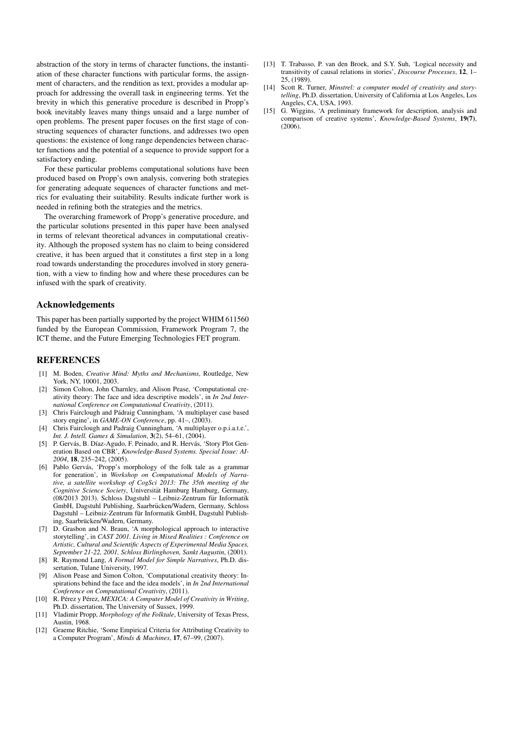abstraction of the story in terms of character functions, the instantiation of these character functions with particular forms, the assignment of characters, and the rendition as text, provides a modular approach for addressing the overall task in engineering terms. Yet the brevity in which this generative procedure is described in Propp's book inevitably leaves many things unsaid and a large number of open problems. The present paper focuses on the first stage of constructing sequences of character functions, and addresses two open questions: the existence of long range dependencies between character functions and the potential of a sequence to provide support for a satisfactory ending.

For these particular problems computational solutions have been produced based on Propp's own analysis, convering both strategies for generating adequate sequences of character functions and metrics for evaluating their suitability. Results indicate further work is needed in refining both the strategies and the metrics.

The overarching framework of Propp's generative procedure, and the particular solutions presented in this paper have been analysed in terms of relevant theoretical advances in computational creativity. Although the proposed system has no claim to being considered creative, it has been argued that it constitutes a first step in a long road towards understanding the procedures involved in story generation, with a view to finding how and where these procedures can be infused with the spark of creativity.

## Acknowledgements

This paper has been partially supported by the project WHIM 611560 funded by the European Commission, Framework Program 7, the ICT theme, and the Future Emerging Technologies FET program.

## REFERENCES

[1] M. Boden, *Creative Mind: Myths and Mechanisms*, Routledge, New York, NY, 10001, 2003.

[2] Simon Colton, John Charnley, and Alison Pease, 'Computational creativity theory: The face and idea descriptive models', in *In 2nd International Conference on Computational Creativity*, (2011).

[3] Chris Fairclough and Pádraig Cunningham, 'A multiplayer case based story engine', in *GAME-ON Conference*, pp. 41–, (2003).

[4] Chris Fairclough and Padraig Cunningham, 'A multiplayer o.p.i.a.t.e.', *Int. J. Intell. Games & Simulation*, **3**(2), 54–61, (2004).

[5] P. Gervás, B. Díaz-Agudo, F. Peinado, and R. Hervás, 'Story Plot Generation Based on CBR', *Knowledge-Based Systems. Special Issue: AI-2004*, **18**, 235–242, (2005).

[6] Pablo Gervás, 'Propp's morphology of the folk tale as a grammar for generation', in *Workshop on Computational Models of Narrative, a satellite workshop of CogSci 2013: The 35th meeting of the Cognitive Science Society*, Universität Hamburg Hamburg, Germany, (08/2013 2013). Schloss Dagstuhl – Leibniz-Zentrum für Informatik GmbH, Dagstuhl Publishing, Saarbrücken/Wadern, Germany, Schloss Dagstuhl – Leibniz-Zentrum für Informatik GmbH, Dagstuhl Publishing, Saarbrücken/Wadern, Germany.

[7] D. Grasbon and N. Braun, 'A morphological approach to interactive storytelling', in *CAST 2001. Living in Mixed Realities : Conference on Artistic, Cultural and Scientific Aspects of Experimental Media Spaces, September 21-22, 2001, Schloss Birlinghoven, Sankt Augustin*, (2001).

[8] R. Raymond Lang, *A Formal Model for Simple Narratives*, Ph.D. dissertation, Tulane University, 1997.

[9] Alison Pease and Simon Colton, 'Computational creativity theory: Inspirations behind the face and the idea models', in *In 2nd International Conference on Computational Creativity*, (2011).

[10] R. Pérez y Pérez, *MEXICA: A Computer Model of Creativity in Writing*, Ph.D. dissertation, The University of Sussex, 1999.

[11] Vladimir Propp, *Morphology of the Folktale*, University of Texas Press, Austin, 1968.

[12] Graeme Ritchie, 'Some Empirical Criteria for Attributing Creativity to a Computer Program', *Minds & Machines*, **17**, 67–99, (2007).

[13] T. Trabasso, P. van den Broek, and S.Y. Suh, 'Logical necessity and transitivity of causal relations in stories', *Discourse Processes*, **12**, 1–25, (1989).

[14] Scott R. Turner, *Minstrel: a computer model of creativity and storytelling*, Ph.D. dissertation, University of California at Los Angeles, Los Angeles, CA, USA, 1993.

[15] G. Wiggins, 'A preliminary framework for description, analysis and comparison of creative systems', *Knowledge-Based Systems*, **19**(**7**), (2006).